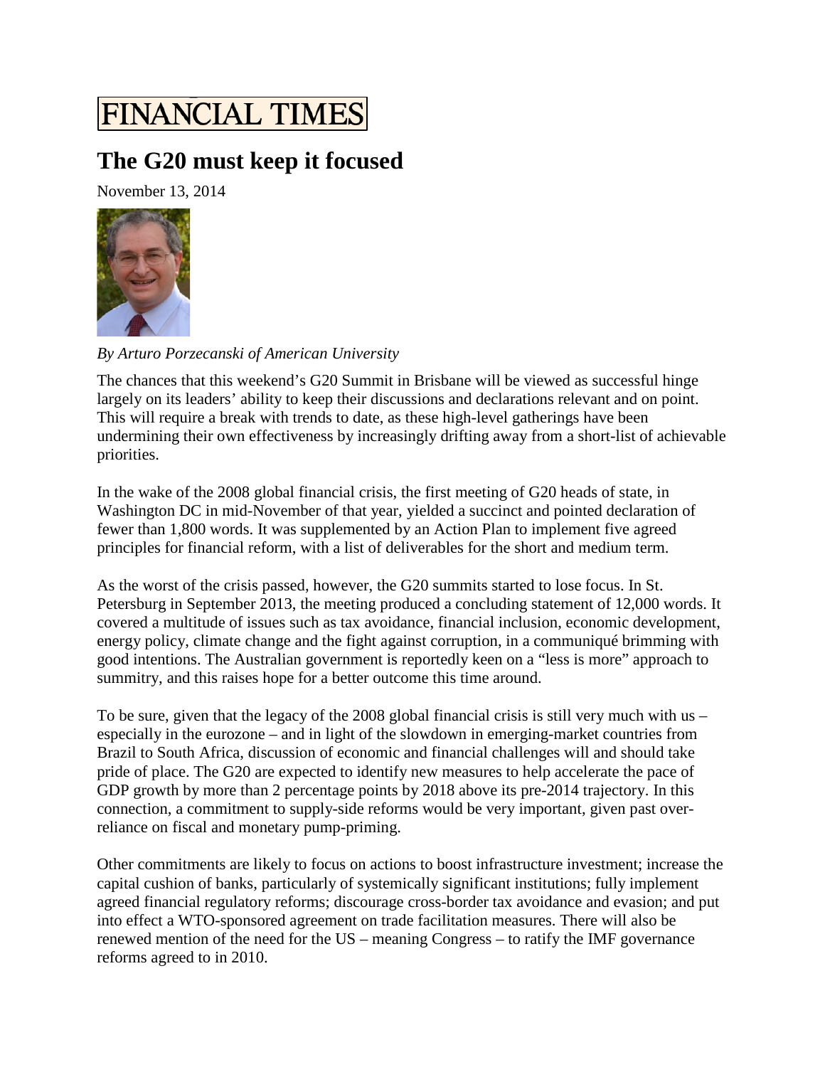FINANCIAL TIMES

# The G20 must keep it focused

November 13, 2014

*By Arturo Porzecanski of American University*

The chances that this weekend's G20 Summit in Brisbane will be viewed as successful hinge largely on its leaders' ability to keep their discussions and declarations relevant and on point. This will require a break with trends to date, as these high-level gatherings have been undermining their own effectiveness by increasingly drifting away from a short-list of achievable priorities.

In the wake of the 2008 global financial crisis, the first meeting of G20 heads of state, in Washington DC in mid-November of that year, yielded a succinct and pointed declaration of fewer than 1,800 words. It was supplemented by an Action Plan to implement five agreed principles for financial reform, with a list of deliverables for the short and medium term.

As the worst of the crisis passed, however, the G20 summits started to lose focus. In St. Petersburg in September 2013, the meeting produced a concluding statement of 12,000 words. It covered a multitude of issues such as tax avoidance, financial inclusion, economic development, energy policy, climate change and the fight against corruption, in a communiqué brimming with good intentions. The Australian government is reportedly keen on a "less is more" approach to summitry, and this raises hope for a better outcome this time around.

To be sure, given that the legacy of the 2008 global financial crisis is still very much with us – especially in the eurozone – and in light of the slowdown in emerging-market countries from Brazil to South Africa, discussion of economic and financial challenges will and should take pride of place. The G20 are expected to identify new measures to help accelerate the pace of GDP growth by more than 2 percentage points by 2018 above its pre-2014 trajectory. In this connection, a commitment to supply-side reforms would be very important, given past over-reliance on fiscal and monetary pump-priming.

Other commitments are likely to focus on actions to boost infrastructure investment; increase the capital cushion of banks, particularly of systemically significant institutions; fully implement agreed financial regulatory reforms; discourage cross-border tax avoidance and evasion; and put into effect a WTO-sponsored agreement on trade facilitation measures. There will also be renewed mention of the need for the US – meaning Congress – to ratify the IMF governance reforms agreed to in 2010.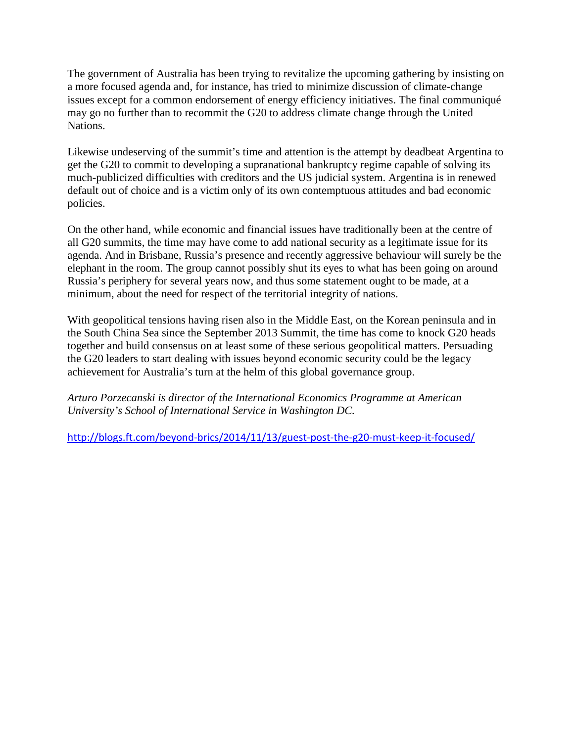The government of Australia has been trying to revitalize the upcoming gathering by insisting on a more focused agenda and, for instance, has tried to minimize discussion of climate-change issues except for a common endorsement of energy efficiency initiatives. The final communiqué may go no further than to recommit the G20 to address climate change through the United Nations.

Likewise undeserving of the summit's time and attention is the attempt by deadbeat Argentina to get the G20 to commit to developing a supranational bankruptcy regime capable of solving its much-publicized difficulties with creditors and the US judicial system. Argentina is in renewed default out of choice and is a victim only of its own contemptuous attitudes and bad economic policies.

On the other hand, while economic and financial issues have traditionally been at the centre of all G20 summits, the time may have come to add national security as a legitimate issue for its agenda. And in Brisbane, Russia's presence and recently aggressive behaviour will surely be the elephant in the room. The group cannot possibly shut its eyes to what has been going on around Russia's periphery for several years now, and thus some statement ought to be made, at a minimum, about the need for respect of the territorial integrity of nations.

With geopolitical tensions having risen also in the Middle East, on the Korean peninsula and in the South China Sea since the September 2013 Summit, the time has come to knock G20 heads together and build consensus on at least some of these serious geopolitical matters. Persuading the G20 leaders to start dealing with issues beyond economic security could be the legacy achievement for Australia's turn at the helm of this global governance group.

*Arturo Porzecanski is director of the International Economics Programme at American University's School of International Service in Washington DC.*

http://blogs.ft.com/beyond-brics/2014/11/13/guest-post-the-g20-must-keep-it-focused/